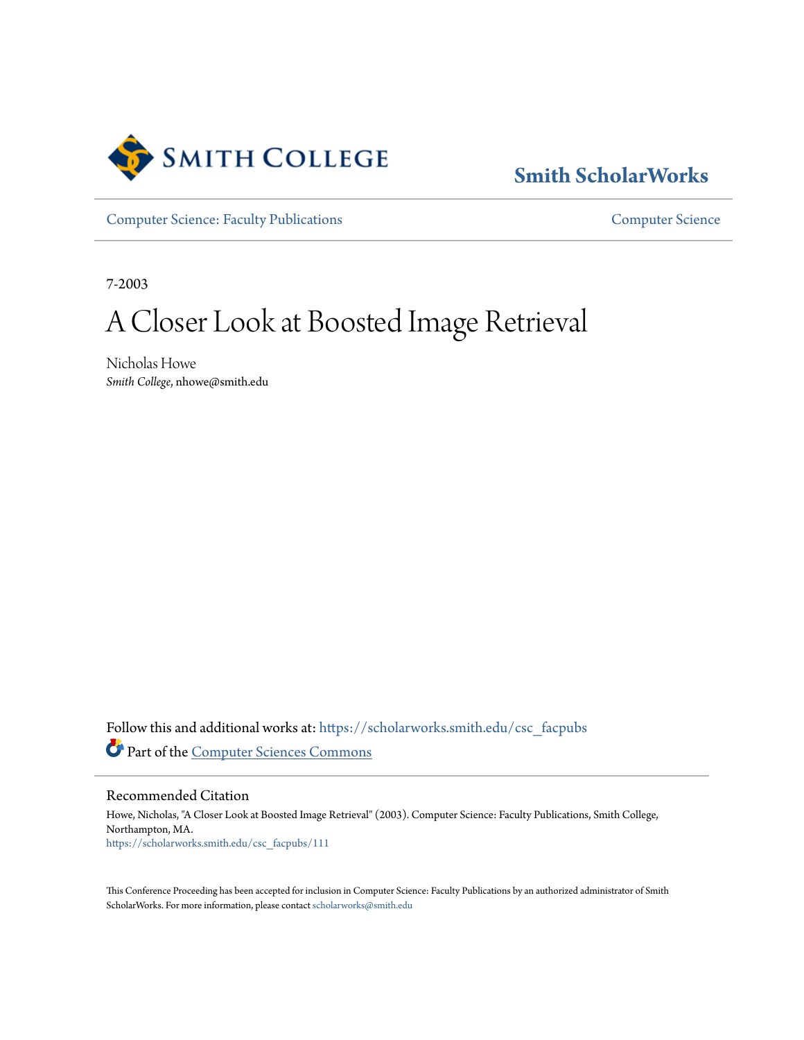Smith College

# Smith ScholarWorks

Computer Science: Faculty Publications | Computer Science

7-2003

# A Closer Look at Boosted Image Retrieval

Nicholas Howe
*Smith College*, nhowe@smith.edu

Follow this and additional works at: https://scholarworks.smith.edu/csc_facpubs

Part of the Computer Sciences Commons

## Recommended Citation

Howe, Nicholas, "A Closer Look at Boosted Image Retrieval" (2003). Computer Science: Faculty Publications, Smith College, Northampton, MA.
https://scholarworks.smith.edu/csc_facpubs/111

This Conference Proceeding has been accepted for inclusion in Computer Science: Faculty Publications by an authorized administrator of Smith ScholarWorks. For more information, please contact scholarworks@smith.edu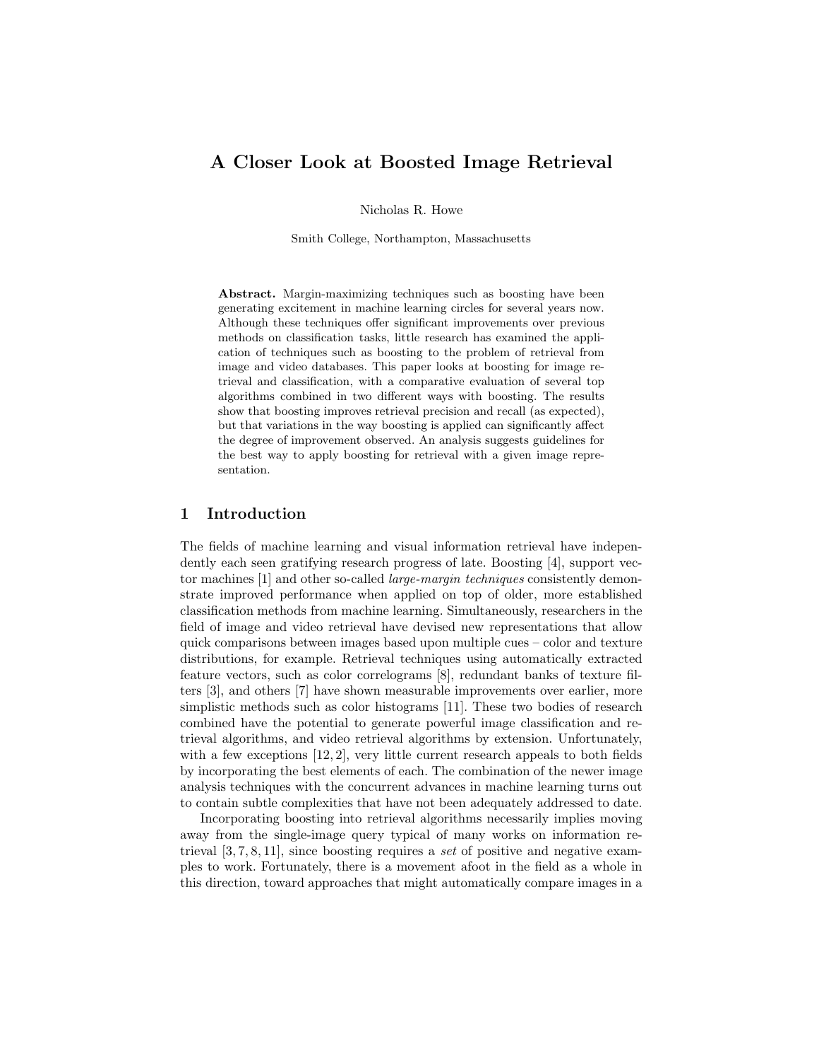# A Closer Look at Boosted Image Retrieval

Nicholas R. Howe

Smith College, Northampton, Massachusetts

**Abstract.** Margin-maximizing techniques such as boosting have been generating excitement in machine learning circles for several years now. Although these techniques offer significant improvements over previous methods on classification tasks, little research has examined the application of techniques such as boosting to the problem of retrieval from image and video databases. This paper looks at boosting for image retrieval and classification, with a comparative evaluation of several top algorithms combined in two different ways with boosting. The results show that boosting improves retrieval precision and recall (as expected), but that variations in the way boosting is applied can significantly affect the degree of improvement observed. An analysis suggests guidelines for the best way to apply boosting for retrieval with a given image representation.

## 1 Introduction

The fields of machine learning and visual information retrieval have independently each seen gratifying research progress of late. Boosting [4], support vector machines [1] and other so-called *large-margin techniques* consistently demonstrate improved performance when applied on top of older, more established classification methods from machine learning. Simultaneously, researchers in the field of image and video retrieval have devised new representations that allow quick comparisons between images based upon multiple cues – color and texture distributions, for example. Retrieval techniques using automatically extracted feature vectors, such as color correlograms [8], redundant banks of texture filters [3], and others [7] have shown measurable improvements over earlier, more simplistic methods such as color histograms [11]. These two bodies of research combined have the potential to generate powerful image classification and retrieval algorithms, and video retrieval algorithms by extension. Unfortunately, with a few exceptions [12, 2], very little current research appeals to both fields by incorporating the best elements of each. The combination of the newer image analysis techniques with the concurrent advances in machine learning turns out to contain subtle complexities that have not been adequately addressed to date.

Incorporating boosting into retrieval algorithms necessarily implies moving away from the single-image query typical of many works on information retrieval [3, 7, 8, 11], since boosting requires a *set* of positive and negative examples to work. Fortunately, there is a movement afoot in the field as a whole in this direction, toward approaches that might automatically compare images in a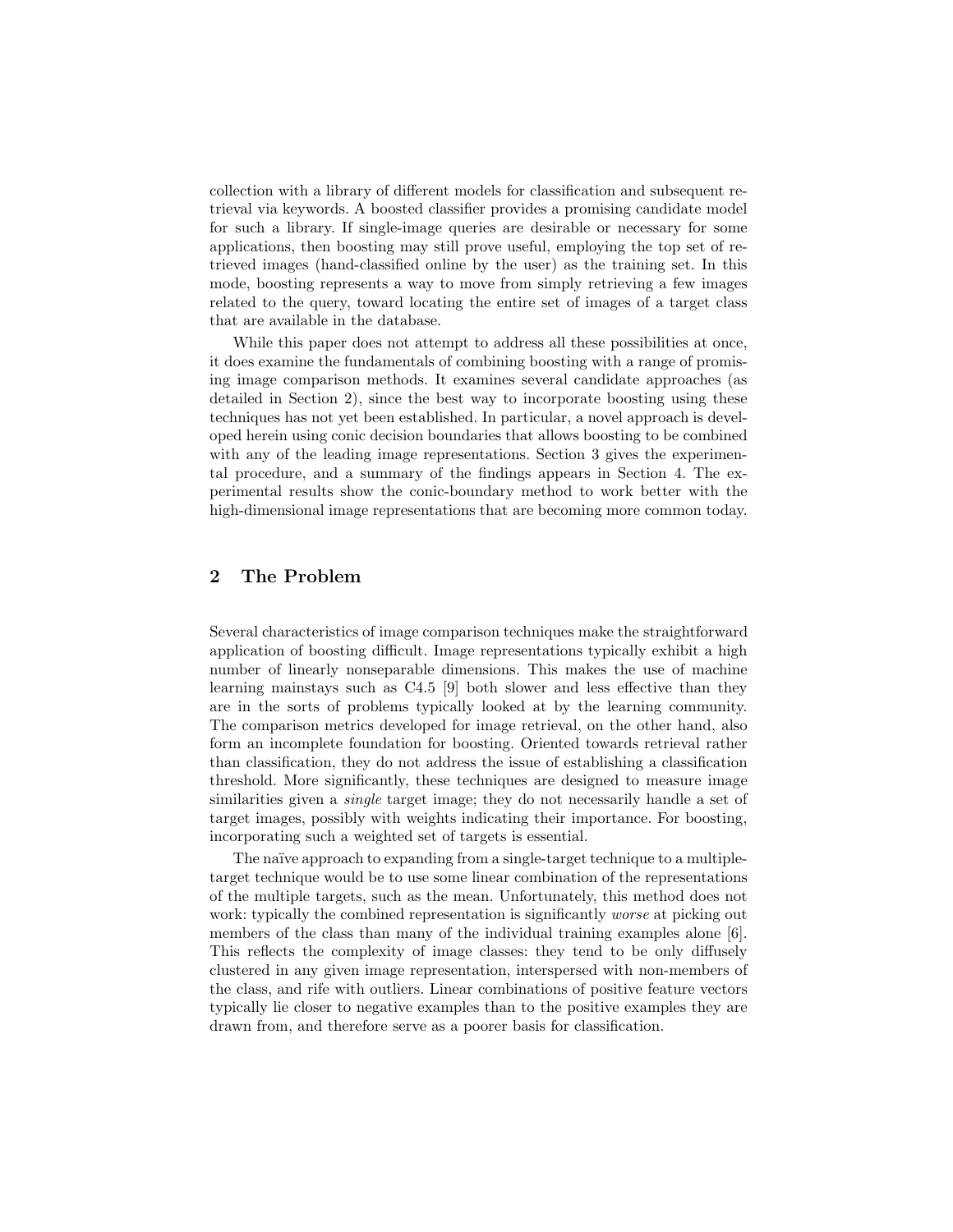collection with a library of different models for classification and subsequent retrieval via keywords. A boosted classifier provides a promising candidate model for such a library. If single-image queries are desirable or necessary for some applications, then boosting may still prove useful, employing the top set of retrieved images (hand-classified online by the user) as the training set. In this mode, boosting represents a way to move from simply retrieving a few images related to the query, toward locating the entire set of images of a target class that are available in the database.

While this paper does not attempt to address all these possibilities at once, it does examine the fundamentals of combining boosting with a range of promising image comparison methods. It examines several candidate approaches (as detailed in Section 2), since the best way to incorporate boosting using these techniques has not yet been established. In particular, a novel approach is developed herein using conic decision boundaries that allows boosting to be combined with any of the leading image representations. Section 3 gives the experimental procedure, and a summary of the findings appears in Section 4. The experimental results show the conic-boundary method to work better with the high-dimensional image representations that are becoming more common today.

## 2 The Problem

Several characteristics of image comparison techniques make the straightforward application of boosting difficult. Image representations typically exhibit a high number of linearly nonseparable dimensions. This makes the use of machine learning mainstays such as C4.5 [9] both slower and less effective than they are in the sorts of problems typically looked at by the learning community. The comparison metrics developed for image retrieval, on the other hand, also form an incomplete foundation for boosting. Oriented towards retrieval rather than classification, they do not address the issue of establishing a classification threshold. More significantly, these techniques are designed to measure image similarities given a *single* target image; they do not necessarily handle a set of target images, possibly with weights indicating their importance. For boosting, incorporating such a weighted set of targets is essential.

The naïve approach to expanding from a single-target technique to a multiple-target technique would be to use some linear combination of the representations of the multiple targets, such as the mean. Unfortunately, this method does not work: typically the combined representation is significantly *worse* at picking out members of the class than many of the individual training examples alone [6]. This reflects the complexity of image classes: they tend to be only diffusely clustered in any given image representation, interspersed with non-members of the class, and rife with outliers. Linear combinations of positive feature vectors typically lie closer to negative examples than to the positive examples they are drawn from, and therefore serve as a poorer basis for classification.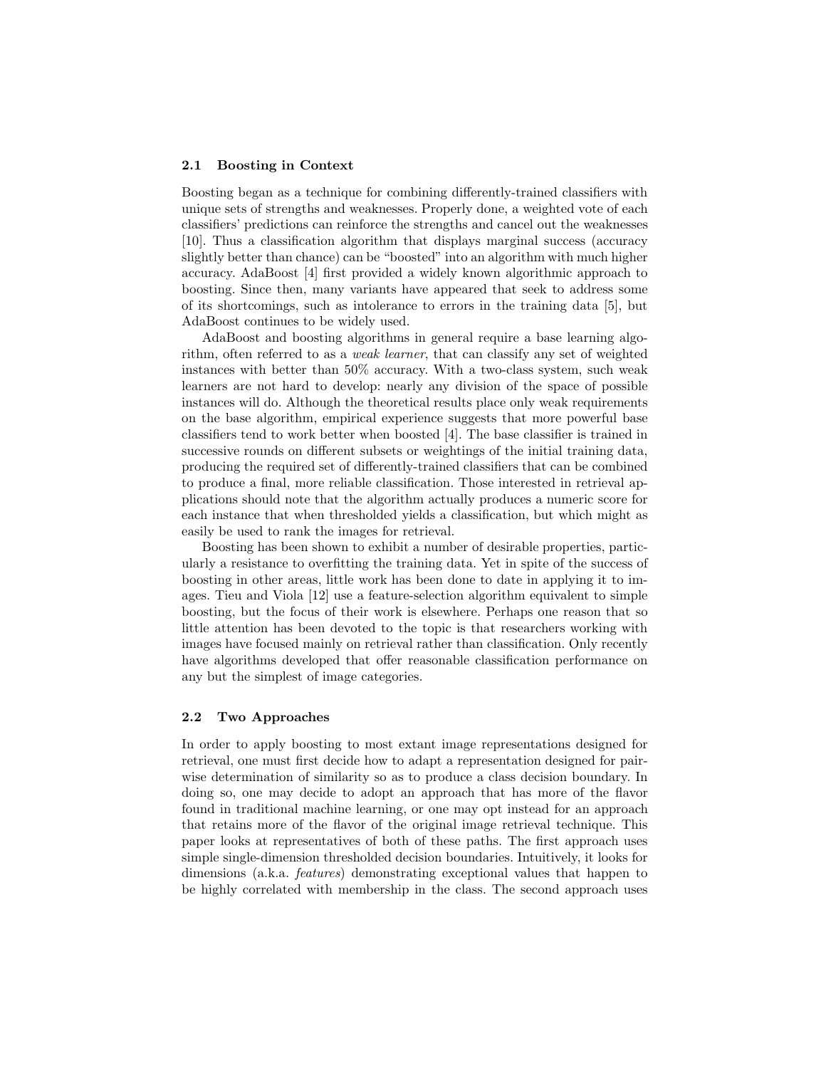### 2.1 Boosting in Context

Boosting began as a technique for combining differently-trained classifiers with unique sets of strengths and weaknesses. Properly done, a weighted vote of each classifiers' predictions can reinforce the strengths and cancel out the weaknesses [10]. Thus a classification algorithm that displays marginal success (accuracy slightly better than chance) can be "boosted" into an algorithm with much higher accuracy. AdaBoost [4] first provided a widely known algorithmic approach to boosting. Since then, many variants have appeared that seek to address some of its shortcomings, such as intolerance to errors in the training data [5], but AdaBoost continues to be widely used.

AdaBoost and boosting algorithms in general require a base learning algorithm, often referred to as a *weak learner*, that can classify any set of weighted instances with better than 50% accuracy. With a two-class system, such weak learners are not hard to develop: nearly any division of the space of possible instances will do. Although the theoretical results place only weak requirements on the base algorithm, empirical experience suggests that more powerful base classifiers tend to work better when boosted [4]. The base classifier is trained in successive rounds on different subsets or weightings of the initial training data, producing the required set of differently-trained classifiers that can be combined to produce a final, more reliable classification. Those interested in retrieval applications should note that the algorithm actually produces a numeric score for each instance that when thresholded yields a classification, but which might as easily be used to rank the images for retrieval.

Boosting has been shown to exhibit a number of desirable properties, particularly a resistance to overfitting the training data. Yet in spite of the success of boosting in other areas, little work has been done to date in applying it to images. Tieu and Viola [12] use a feature-selection algorithm equivalent to simple boosting, but the focus of their work is elsewhere. Perhaps one reason that so little attention has been devoted to the topic is that researchers working with images have focused mainly on retrieval rather than classification. Only recently have algorithms developed that offer reasonable classification performance on any but the simplest of image categories.

### 2.2 Two Approaches

In order to apply boosting to most extant image representations designed for retrieval, one must first decide how to adapt a representation designed for pairwise determination of similarity so as to produce a class decision boundary. In doing so, one may decide to adopt an approach that has more of the flavor found in traditional machine learning, or one may opt instead for an approach that retains more of the flavor of the original image retrieval technique. This paper looks at representatives of both of these paths. The first approach uses simple single-dimension thresholded decision boundaries. Intuitively, it looks for dimensions (a.k.a. *features*) demonstrating exceptional values that happen to be highly correlated with membership in the class. The second approach uses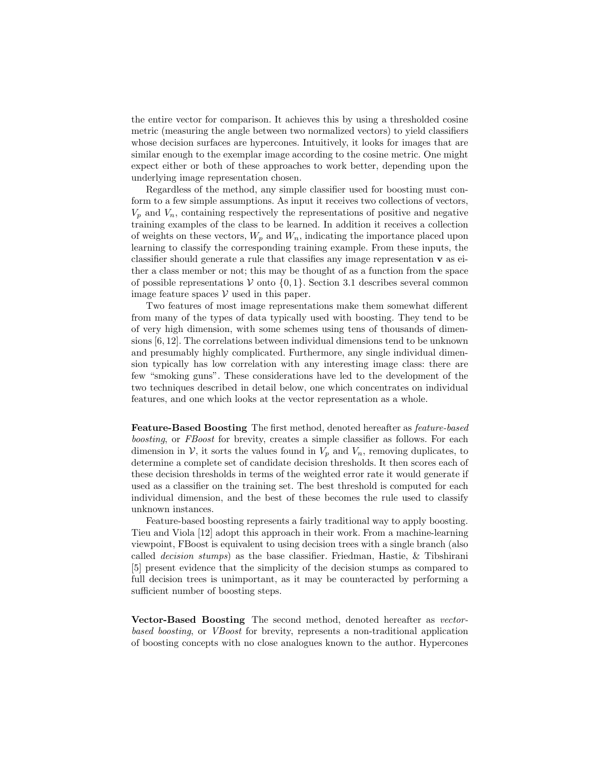the entire vector for comparison. It achieves this by using a thresholded cosine metric (measuring the angle between two normalized vectors) to yield classifiers whose decision surfaces are hypercones. Intuitively, it looks for images that are similar enough to the exemplar image according to the cosine metric. One might expect either or both of these approaches to work better, depending upon the underlying image representation chosen.

Regardless of the method, any simple classifier used for boosting must conform to a few simple assumptions. As input it receives two collections of vectors, $V_p$ and $V_n$, containing respectively the representations of positive and negative training examples of the class to be learned. In addition it receives a collection of weights on these vectors, $W_p$ and $W_n$, indicating the importance placed upon learning to classify the corresponding training example. From these inputs, the classifier should generate a rule that classifies any image representation $\mathbf{v}$ as either a class member or not; this may be thought of as a function from the space of possible representations $\mathcal{V}$ onto $\{0, 1\}$. Section 3.1 describes several common image feature spaces $\mathcal{V}$ used in this paper.

Two features of most image representations make them somewhat different from many of the types of data typically used with boosting. They tend to be of very high dimension, with some schemes using tens of thousands of dimensions [6, 12]. The correlations between individual dimensions tend to be unknown and presumably highly complicated. Furthermore, any single individual dimension typically has low correlation with any interesting image class: there are few "smoking guns". These considerations have led to the development of the two techniques described in detail below, one which concentrates on individual features, and one which looks at the vector representation as a whole.

**Feature-Based Boosting** The first method, denoted hereafter as *feature-based boosting*, or *FBoost* for brevity, creates a simple classifier as follows. For each dimension in $\mathcal{V}$, it sorts the values found in $V_p$ and $V_n$, removing duplicates, to determine a complete set of candidate decision thresholds. It then scores each of these decision thresholds in terms of the weighted error rate it would generate if used as a classifier on the training set. The best threshold is computed for each individual dimension, and the best of these becomes the rule used to classify unknown instances.

Feature-based boosting represents a fairly traditional way to apply boosting. Tieu and Viola [12] adopt this approach in their work. From a machine-learning viewpoint, FBoost is equivalent to using decision trees with a single branch (also called *decision stumps*) as the base classifier. Friedman, Hastie, & Tibshirani [5] present evidence that the simplicity of the decision stumps as compared to full decision trees is unimportant, as it may be counteracted by performing a sufficient number of boosting steps.

**Vector-Based Boosting** The second method, denoted hereafter as *vector-based boosting*, or *VBoost* for brevity, represents a non-traditional application of boosting concepts with no close analogues known to the author. Hypercones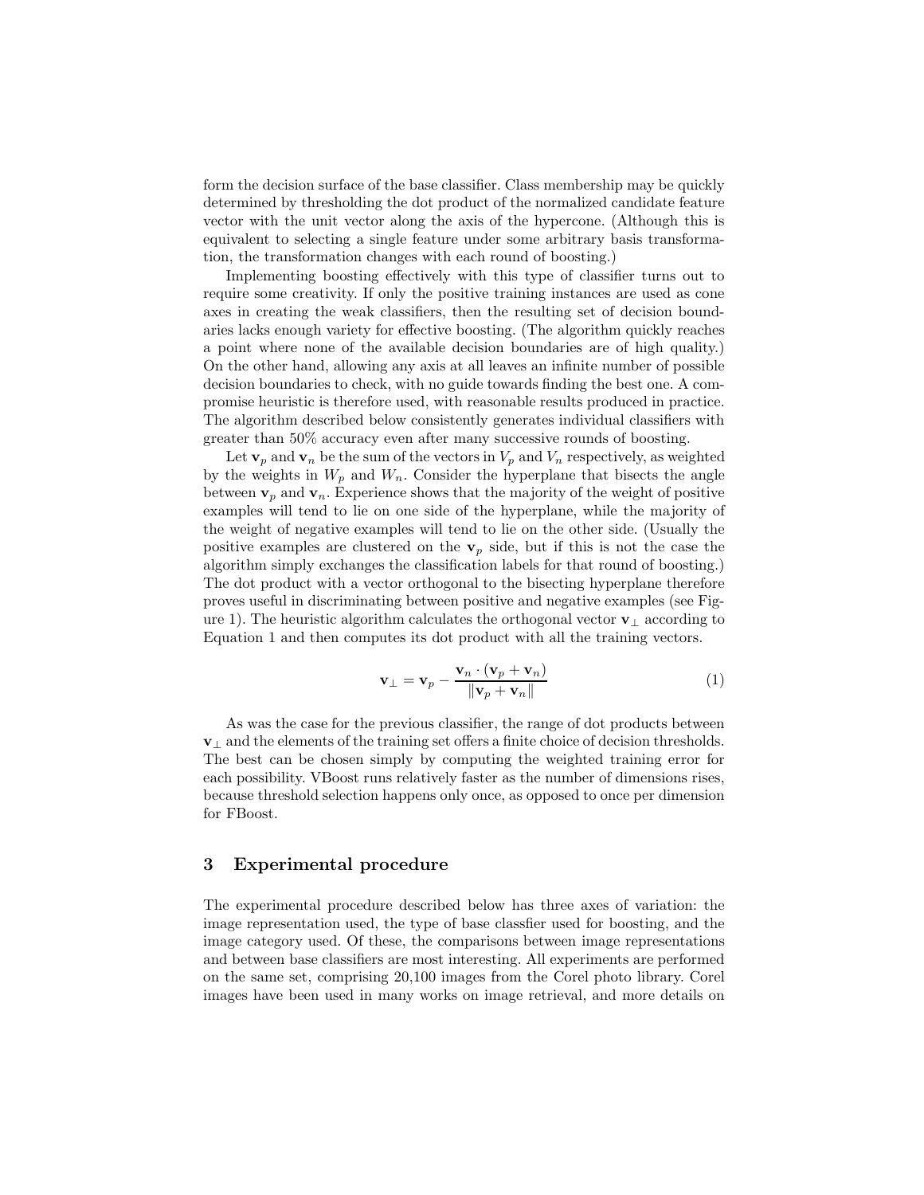form the decision surface of the base classifier. Class membership may be quickly determined by thresholding the dot product of the normalized candidate feature vector with the unit vector along the axis of the hypercone. (Although this is equivalent to selecting a single feature under some arbitrary basis transformation, the transformation changes with each round of boosting.)

Implementing boosting effectively with this type of classifier turns out to require some creativity. If only the positive training instances are used as cone axes in creating the weak classifiers, then the resulting set of decision boundaries lacks enough variety for effective boosting. (The algorithm quickly reaches a point where none of the available decision boundaries are of high quality.) On the other hand, allowing any axis at all leaves an infinite number of possible decision boundaries to check, with no guide towards finding the best one. A compromise heuristic is therefore used, with reasonable results produced in practice. The algorithm described below consistently generates individual classifiers with greater than 50% accuracy even after many successive rounds of boosting.

Let $\mathbf{v}_p$ and $\mathbf{v}_n$ be the sum of the vectors in $V_p$ and $V_n$ respectively, as weighted by the weights in $W_p$ and $W_n$. Consider the hyperplane that bisects the angle between $\mathbf{v}_p$ and $\mathbf{v}_n$. Experience shows that the majority of the weight of positive examples will tend to lie on one side of the hyperplane, while the majority of the weight of negative examples will tend to lie on the other side. (Usually the positive examples are clustered on the $\mathbf{v}_p$ side, but if this is not the case the algorithm simply exchanges the classification labels for that round of boosting.) The dot product with a vector orthogonal to the bisecting hyperplane therefore proves useful in discriminating between positive and negative examples (see Figure 1). The heuristic algorithm calculates the orthogonal vector $\mathbf{v}_\perp$ according to Equation 1 and then computes its dot product with all the training vectors.

$$\mathbf{v}_\perp = \mathbf{v}_p - \frac{\mathbf{v}_n \cdot (\mathbf{v}_p + \mathbf{v}_n)}{\|\mathbf{v}_p + \mathbf{v}_n\|} \tag{1}$$

As was the case for the previous classifier, the range of dot products between $\mathbf{v}_\perp$ and the elements of the training set offers a finite choice of decision thresholds. The best can be chosen simply by computing the weighted training error for each possibility. VBoost runs relatively faster as the number of dimensions rises, because threshold selection happens only once, as opposed to once per dimension for FBoost.

## 3 Experimental procedure

The experimental procedure described below has three axes of variation: the image representation used, the type of base classfier used for boosting, and the image category used. Of these, the comparisons between image representations and between base classifiers are most interesting. All experiments are performed on the same set, comprising 20,100 images from the Corel photo library. Corel images have been used in many works on image retrieval, and more details on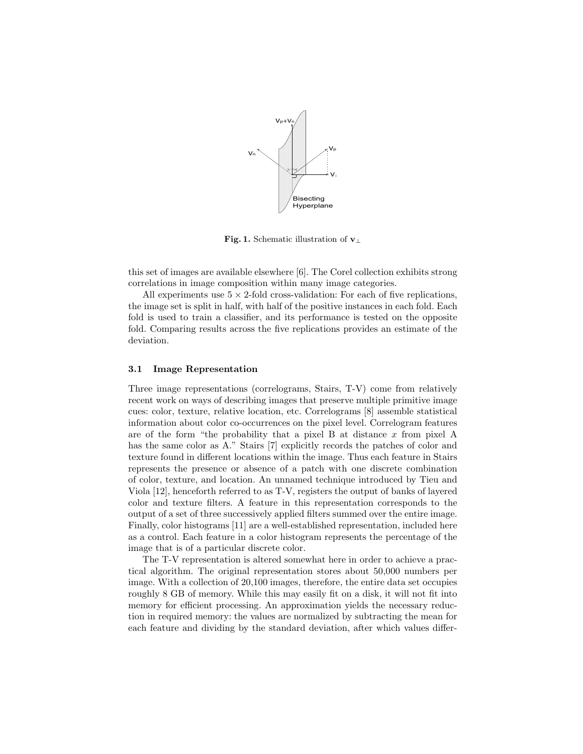Fig. 1. Schematic illustration of $\mathbf{v}_{\perp}$

this set of images are available elsewhere [6]. The Corel collection exhibits strong correlations in image composition within many image categories.

All experiments use $5 \times 2$-fold cross-validation: For each of five replications, the image set is split in half, with half of the positive instances in each fold. Each fold is used to train a classifier, and its performance is tested on the opposite fold. Comparing results across the five replications provides an estimate of the deviation.

### 3.1 Image Representation

Three image representations (correlograms, Stairs, T-V) come from relatively recent work on ways of describing images that preserve multiple primitive image cues: color, texture, relative location, etc. Correlograms [8] assemble statistical information about color co-occurrences on the pixel level. Correlogram features are of the form "the probability that a pixel B at distance $x$ from pixel A has the same color as A." Stairs [7] explicitly records the patches of color and texture found in different locations within the image. Thus each feature in Stairs represents the presence or absence of a patch with one discrete combination of color, texture, and location. An unnamed technique introduced by Tieu and Viola [12], henceforth referred to as T-V, registers the output of banks of layered color and texture filters. A feature in this representation corresponds to the output of a set of three successively applied filters summed over the entire image. Finally, color histograms [11] are a well-established representation, included here as a control. Each feature in a color histogram represents the percentage of the image that is of a particular discrete color.

The T-V representation is altered somewhat here in order to achieve a practical algorithm. The original representation stores about 50,000 numbers per image. With a collection of 20,100 images, therefore, the entire data set occupies roughly 8 GB of memory. While this may easily fit on a disk, it will not fit into memory for efficient processing. An approximation yields the necessary reduction in required memory: the values are normalized by subtracting the mean for each feature and dividing by the standard deviation, after which values differ-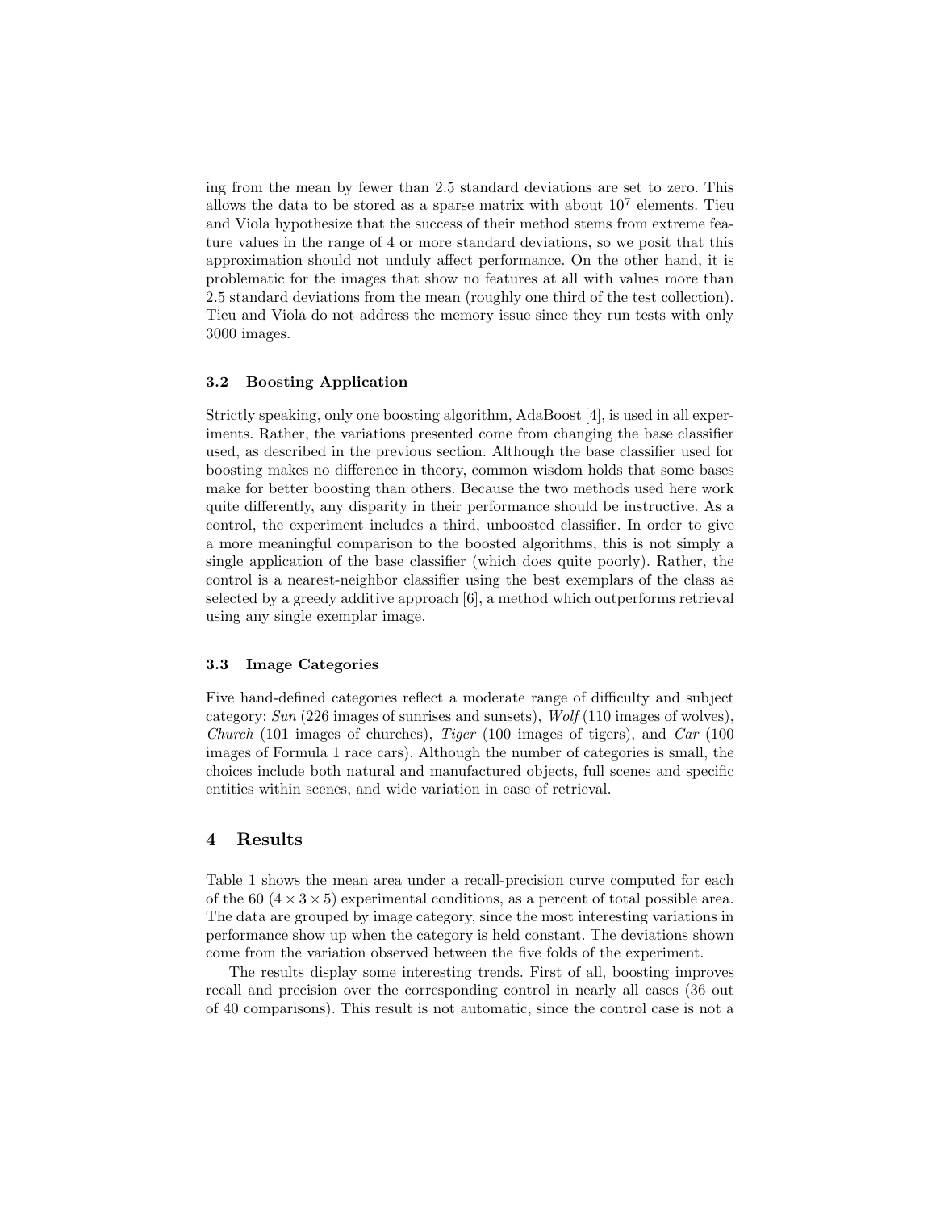ing from the mean by fewer than 2.5 standard deviations are set to zero. This allows the data to be stored as a sparse matrix with about $10^7$ elements. Tieu and Viola hypothesize that the success of their method stems from extreme feature values in the range of 4 or more standard deviations, so we posit that this approximation should not unduly affect performance. On the other hand, it is problematic for the images that show no features at all with values more than 2.5 standard deviations from the mean (roughly one third of the test collection). Tieu and Viola do not address the memory issue since they run tests with only 3000 images.

### 3.2 Boosting Application

Strictly speaking, only one boosting algorithm, AdaBoost [4], is used in all experiments. Rather, the variations presented come from changing the base classifier used, as described in the previous section. Although the base classifier used for boosting makes no difference in theory, common wisdom holds that some bases make for better boosting than others. Because the two methods used here work quite differently, any disparity in their performance should be instructive. As a control, the experiment includes a third, unboosted classifier. In order to give a more meaningful comparison to the boosted algorithms, this is not simply a single application of the base classifier (which does quite poorly). Rather, the control is a nearest-neighbor classifier using the best exemplars of the class as selected by a greedy additive approach [6], a method which outperforms retrieval using any single exemplar image.

### 3.3 Image Categories

Five hand-defined categories reflect a moderate range of difficulty and subject category: *Sun* (226 images of sunrises and sunsets), *Wolf* (110 images of wolves), *Church* (101 images of churches), *Tiger* (100 images of tigers), and *Car* (100 images of Formula 1 race cars). Although the number of categories is small, the choices include both natural and manufactured objects, full scenes and specific entities within scenes, and wide variation in ease of retrieval.

## 4 Results

Table 1 shows the mean area under a recall-precision curve computed for each of the 60 ($4 \times 3 \times 5$) experimental conditions, as a percent of total possible area. The data are grouped by image category, since the most interesting variations in performance show up when the category is held constant. The deviations shown come from the variation observed between the five folds of the experiment.

The results display some interesting trends. First of all, boosting improves recall and precision over the corresponding control in nearly all cases (36 out of 40 comparisons). This result is not automatic, since the control case is not a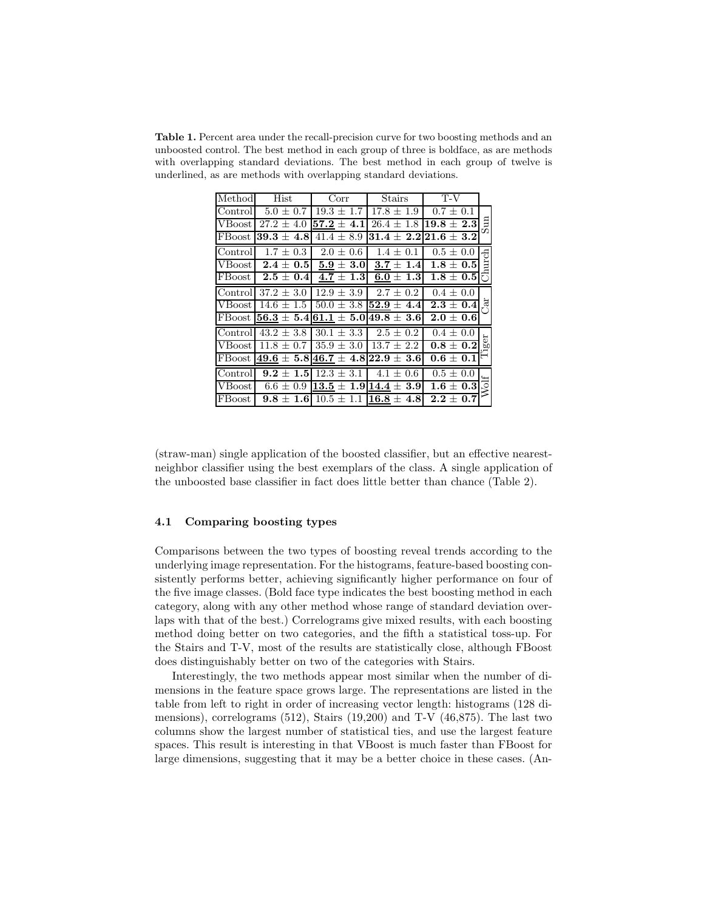**Table 1.** Percent area under the recall-precision curve for two boosting methods and an unboosted control. The best method in each group of three is boldface, as are methods with overlapping standard deviations. The best method in each group of twelve is underlined, as are methods with overlapping standard deviations.

| Method | Hist | Corr | Stairs | T-V | |
|---|---|---|---|---|---|
| Control | 5.0 ± 0.7 | 19.3 ± 1.7 | 17.8 ± 1.9 | 0.7 ± 0.1 | Sun |
| VBoost | 27.2 ± 4.0 | <u>**57.2**</u> **± 4.1** | 26.4 ± 1.8 | **19.8 ± 2.3** | |
| FBoost | **39.3 ± 4.8** | 41.4 ± 8.9 | **31.4 ± 2.2** | **21.6 ± 3.2** | |
| Control | 1.7 ± 0.3 | 2.0 ± 0.6 | 1.4 ± 0.1 | 0.5 ± 0.0 | Church |
| VBoost | **2.4 ± 0.5** | <u>**5.9**</u> **± 3.0** | <u>**3.7**</u> **± 1.4** | **1.8 ± 0.5** | |
| FBoost | **2.5 ± 0.4** | <u>**4.7**</u> **± 1.3** | <u>**6.0**</u> **± 1.3** | **1.8 ± 0.5** | |
| Control | 37.2 ± 3.0 | 12.9 ± 3.9 | 2.7 ± 0.2 | 0.4 ± 0.0 | Car |
| VBoost | 14.6 ± 1.5 | 50.0 ± 3.8 | <u>**52.9**</u> **± 4.4** | **2.3 ± 0.4** | |
| FBoost | <u>**56.3**</u> **± 5.4** | <u>**61.1**</u> **± 5.0** | **49.8 ± 3.6** | **2.0 ± 0.6** | |
| Control | 43.2 ± 3.8 | 30.1 ± 3.3 | 2.5 ± 0.2 | 0.4 ± 0.0 | Tiger |
| VBoost | 11.8 ± 0.7 | 35.9 ± 3.0 | 13.7 ± 2.2 | **0.8 ± 0.2** | |
| FBoost | <u>**49.6**</u> **± 5.8** | <u>**46.7**</u> **± 4.8** | **22.9 ± 3.6** | **0.6 ± 0.1** | |
| Control | **9.2 ± 1.5** | 12.3 ± 3.1 | 4.1 ± 0.6 | 0.5 ± 0.0 | Wolf |
| VBoost | 6.6 ± 0.9 | <u>**13.5**</u> **± 1.9** | <u>**14.4**</u> **± 3.9** | **1.6 ± 0.3** | |
| FBoost | **9.8 ± 1.6** | 10.5 ± 1.1 | <u>**16.8**</u> **± 4.8** | **2.2 ± 0.7** | |

(straw-man) single application of the boosted classifier, but an effective nearest-neighbor classifier using the best exemplars of the class. A single application of the unboosted base classifier in fact does little better than chance (Table 2).

### 4.1 Comparing boosting types

Comparisons between the two types of boosting reveal trends according to the underlying image representation. For the histograms, feature-based boosting consistently performs better, achieving significantly higher performance on four of the five image classes. (Bold face type indicates the best boosting method in each category, along with any other method whose range of standard deviation overlaps with that of the best.) Correlograms give mixed results, with each boosting method doing better on two categories, and the fifth a statistical toss-up. For the Stairs and T-V, most of the results are statistically close, although FBoost does distinguishably better on two of the categories with Stairs.

Interestingly, the two methods appear most similar when the number of dimensions in the feature space grows large. The representations are listed in the table from left to right in order of increasing vector length: histograms (128 dimensions), correlograms (512), Stairs (19,200) and T-V (46,875). The last two columns show the largest number of statistical ties, and use the largest feature spaces. This result is interesting in that VBoost is much faster than FBoost for large dimensions, suggesting that it may be a better choice in these cases. (An-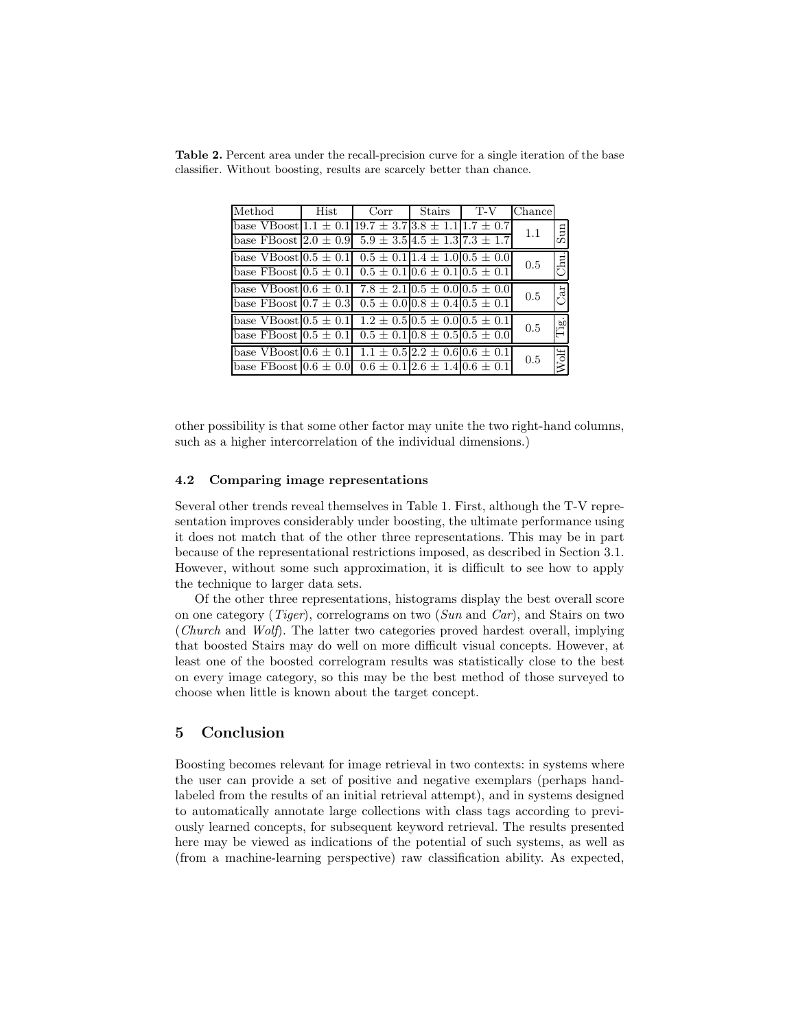**Table 2.** Percent area under the recall-precision curve for a single iteration of the base classifier. Without boosting, results are scarcely better than chance.

| Method | Hist | Corr | Stairs | T-V | Chance | |
|---|---|---|---|---|---|---|
| base VBoost | 1.1 ± 0.1 | 19.7 ± 3.7 | 3.8 ± 1.1 | 1.7 ± 0.7 | 1.1 | Sun |
| base FBoost | 2.0 ± 0.9 | 5.9 ± 3.5 | 4.5 ± 1.3 | 7.3 ± 1.7 | | |
| base VBoost | 0.5 ± 0.1 | 0.5 ± 0.1 | 1.4 ± 1.0 | 0.5 ± 0.0 | 0.5 | Chu. |
| base FBoost | 0.5 ± 0.1 | 0.5 ± 0.1 | 0.6 ± 0.1 | 0.5 ± 0.1 | | |
| base VBoost | 0.6 ± 0.1 | 7.8 ± 2.1 | 0.5 ± 0.0 | 0.5 ± 0.0 | 0.5 | Car |
| base FBoost | 0.7 ± 0.3 | 0.5 ± 0.0 | 0.8 ± 0.4 | 0.5 ± 0.1 | | |
| base VBoost | 0.5 ± 0.1 | 1.2 ± 0.5 | 0.5 ± 0.0 | 0.5 ± 0.1 | 0.5 | Tig. |
| base FBoost | 0.5 ± 0.1 | 0.5 ± 0.1 | 0.8 ± 0.5 | 0.5 ± 0.0 | | |
| base VBoost | 0.6 ± 0.1 | 1.1 ± 0.5 | 2.2 ± 0.6 | 0.6 ± 0.1 | 0.5 | Wolf |
| base FBoost | 0.6 ± 0.0 | 0.6 ± 0.1 | 2.6 ± 1.4 | 0.6 ± 0.1 | | |

other possibility is that some other factor may unite the two right-hand columns, such as a higher intercorrelation of the individual dimensions.)

### 4.2 Comparing image representations

Several other trends reveal themselves in Table 1. First, although the T-V representation improves considerably under boosting, the ultimate performance using it does not match that of the other three representations. This may be in part because of the representational restrictions imposed, as described in Section 3.1. However, without some such approximation, it is difficult to see how to apply the technique to larger data sets.

Of the other three representations, histograms display the best overall score on one category (*Tiger*), correlograms on two (*Sun* and *Car*), and Stairs on two (*Church* and *Wolf*). The latter two categories proved hardest overall, implying that boosted Stairs may do well on more difficult visual concepts. However, at least one of the boosted correlogram results was statistically close to the best on every image category, so this may be the best method of those surveyed to choose when little is known about the target concept.

## 5 Conclusion

Boosting becomes relevant for image retrieval in two contexts: in systems where the user can provide a set of positive and negative exemplars (perhaps hand-labeled from the results of an initial retrieval attempt), and in systems designed to automatically annotate large collections with class tags according to previously learned concepts, for subsequent keyword retrieval. The results presented here may be viewed as indications of the potential of such systems, as well as (from a machine-learning perspective) raw classification ability. As expected,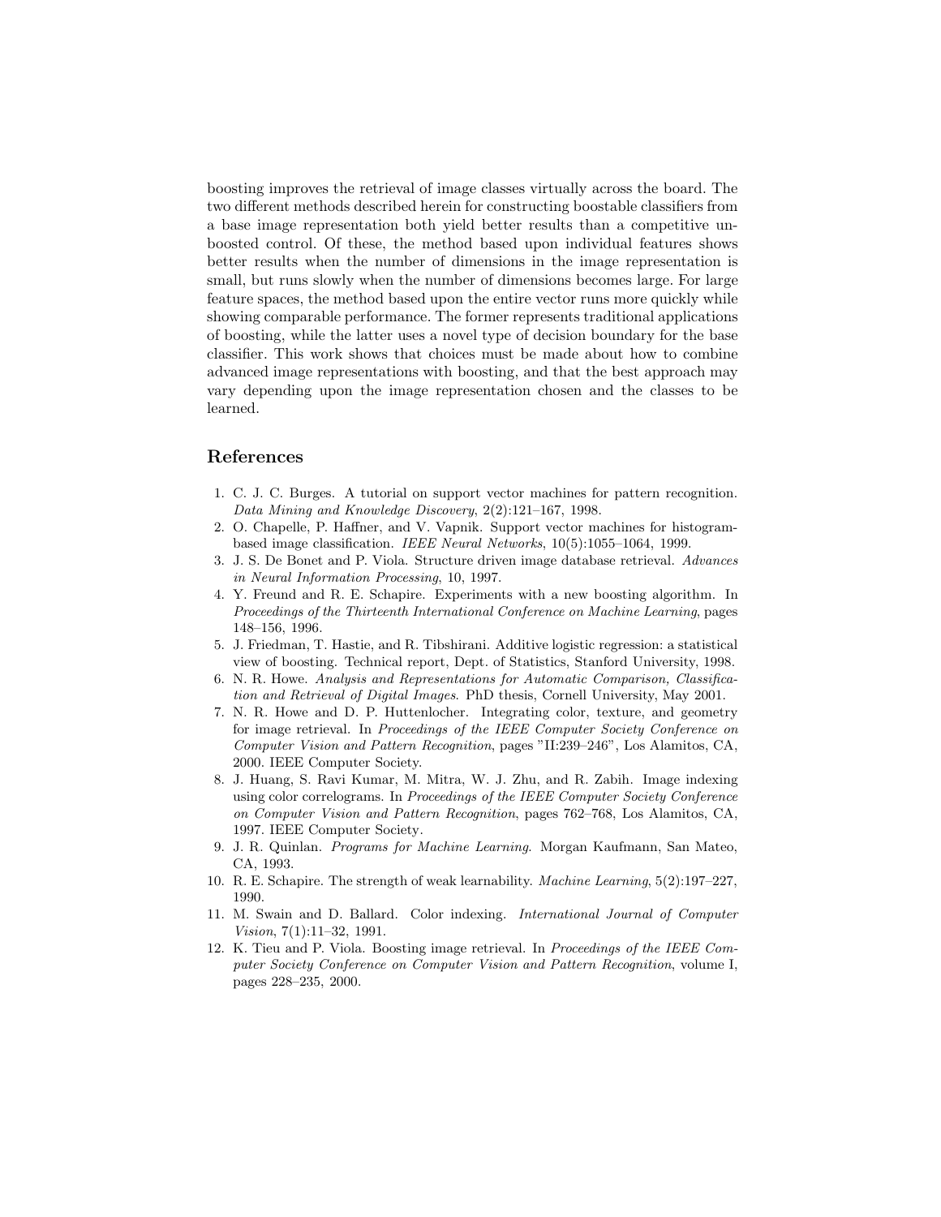boosting improves the retrieval of image classes virtually across the board. The two different methods described herein for constructing boostable classifiers from a base image representation both yield better results than a competitive unboosted control. Of these, the method based upon individual features shows better results when the number of dimensions in the image representation is small, but runs slowly when the number of dimensions becomes large. For large feature spaces, the method based upon the entire vector runs more quickly while showing comparable performance. The former represents traditional applications of boosting, while the latter uses a novel type of decision boundary for the base classifier. This work shows that choices must be made about how to combine advanced image representations with boosting, and that the best approach may vary depending upon the image representation chosen and the classes to be learned.

## References

1. C. J. C. Burges. A tutorial on support vector machines for pattern recognition. *Data Mining and Knowledge Discovery*, 2(2):121–167, 1998.
2. O. Chapelle, P. Haffner, and V. Vapnik. Support vector machines for histogram-based image classification. *IEEE Neural Networks*, 10(5):1055–1064, 1999.
3. J. S. De Bonet and P. Viola. Structure driven image database retrieval. *Advances in Neural Information Processing*, 10, 1997.
4. Y. Freund and R. E. Schapire. Experiments with a new boosting algorithm. In *Proceedings of the Thirteenth International Conference on Machine Learning*, pages 148–156, 1996.
5. J. Friedman, T. Hastie, and R. Tibshirani. Additive logistic regression: a statistical view of boosting. Technical report, Dept. of Statistics, Stanford University, 1998.
6. N. R. Howe. *Analysis and Representations for Automatic Comparison, Classification and Retrieval of Digital Images*. PhD thesis, Cornell University, May 2001.
7. N. R. Howe and D. P. Huttenlocher. Integrating color, texture, and geometry for image retrieval. In *Proceedings of the IEEE Computer Society Conference on Computer Vision and Pattern Recognition*, pages "II:239–246", Los Alamitos, CA, 2000. IEEE Computer Society.
8. J. Huang, S. Ravi Kumar, M. Mitra, W. J. Zhu, and R. Zabih. Image indexing using color correlograms. In *Proceedings of the IEEE Computer Society Conference on Computer Vision and Pattern Recognition*, pages 762–768, Los Alamitos, CA, 1997. IEEE Computer Society.
9. J. R. Quinlan. *Programs for Machine Learning*. Morgan Kaufmann, San Mateo, CA, 1993.
10. R. E. Schapire. The strength of weak learnability. *Machine Learning*, 5(2):197–227, 1990.
11. M. Swain and D. Ballard. Color indexing. *International Journal of Computer Vision*, 7(1):11–32, 1991.
12. K. Tieu and P. Viola. Boosting image retrieval. In *Proceedings of the IEEE Computer Society Conference on Computer Vision and Pattern Recognition*, volume I, pages 228–235, 2000.